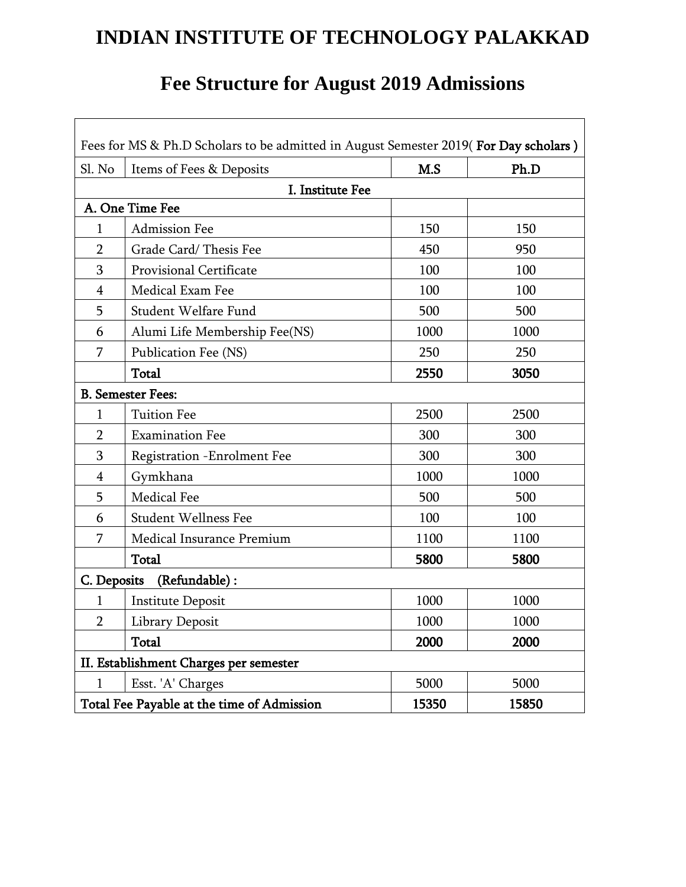# INDIAN INSTITUTE OF TECHNOLOGY PALAKKAD

## Fee Structure for August 2019 Admissions

| Fees for MS & Ph.D Scholars to be admitted in August Semester 2019( **For Day scholars** ) | | | |
|---|---|---|---|
| Sl. No | Items of Fees & Deposits | **M.S** | **Ph.D** |
| | **I. Institute Fee** | | |
| **A. One Time Fee** | | | |
| 1 | Admission Fee | 150 | 150 |
| 2 | Grade Card/ Thesis Fee | 450 | 950 |
| 3 | Provisional Certificate | 100 | 100 |
| 4 | Medical Exam Fee | 100 | 100 |
| 5 | Student Welfare Fund | 500 | 500 |
| 6 | Alumi Life Membership Fee(NS) | 1000 | 1000 |
| 7 | Publication Fee (NS) | 250 | 250 |
| | **Total** | **2550** | **3050** |
| **B. Semester Fees:** | | | |
| 1 | Tuition Fee | 2500 | 2500 |
| 2 | Examination Fee | 300 | 300 |
| 3 | Registration -Enrolment Fee | 300 | 300 |
| 4 | Gymkhana | 1000 | 1000 |
| 5 | Medical Fee | 500 | 500 |
| 6 | Student Wellness Fee | 100 | 100 |
| 7 | Medical Insurance Premium | 1100 | 1100 |
| | **Total** | **5800** | **5800** |
| **C. Deposits (Refundable) :** | | | |
| 1 | Institute Deposit | 1000 | 1000 |
| 2 | Library Deposit | 1000 | 1000 |
| | **Total** | **2000** | **2000** |
| **II. Establishment Charges per semester** | | | |
| 1 | Esst. 'A' Charges | 5000 | 5000 |
| **Total Fee Payable at the time of Admission** | | **15350** | **15850** |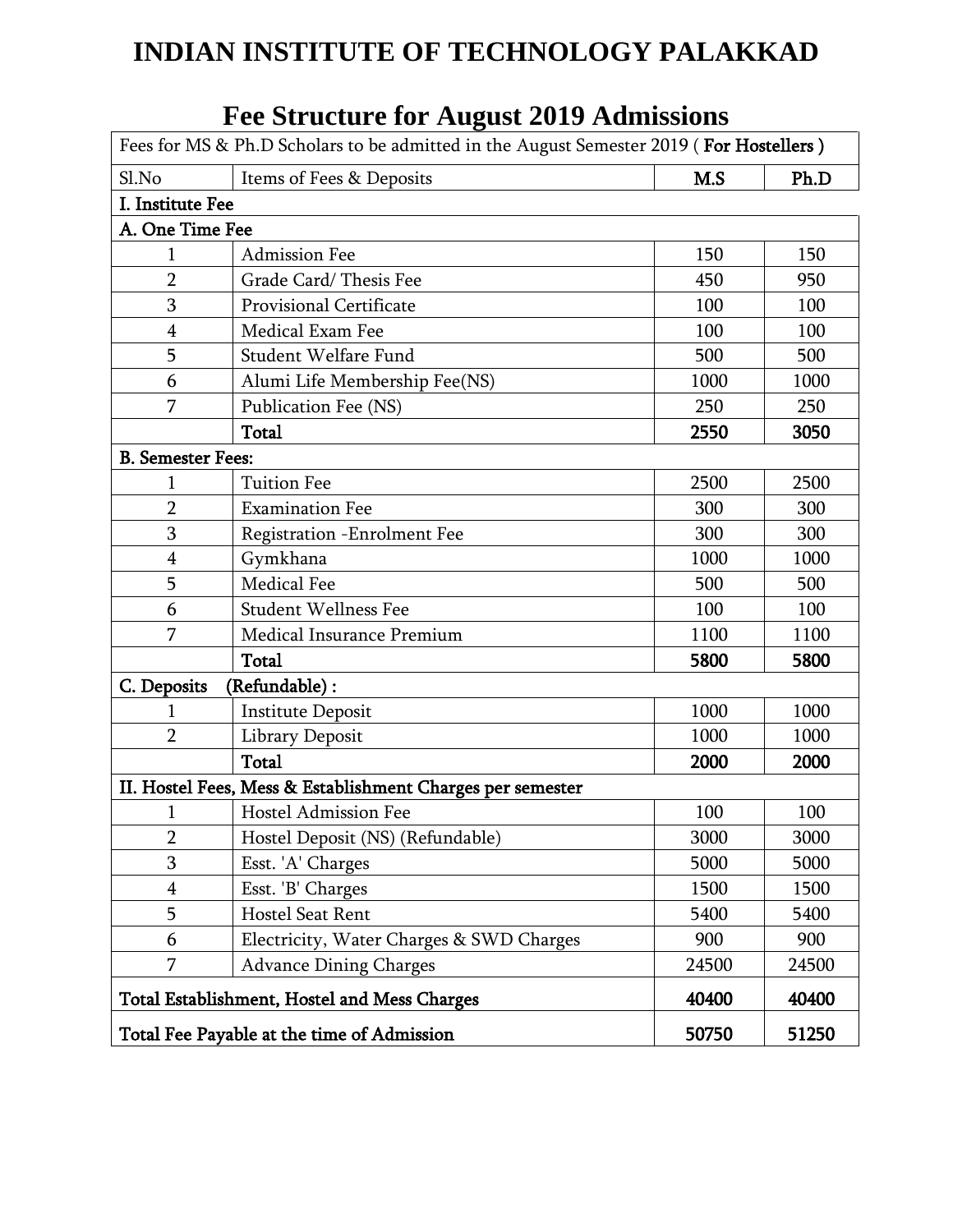# INDIAN INSTITUTE OF TECHNOLOGY PALAKKAD

## Fee Structure for August 2019 Admissions

| Fees for MS & Ph.D Scholars to be admitted in the August Semester 2019 ( **For Hostellers** ) | | | |
|---|---|---|---|
| Sl.No | Items of Fees & Deposits | **M.S** | **Ph.D** |
| **I. Institute Fee** | | | |
| **A. One Time Fee** | | | |
| 1 | Admission Fee | 150 | 150 |
| 2 | Grade Card/ Thesis Fee | 450 | 950 |
| 3 | Provisional Certificate | 100 | 100 |
| 4 | Medical Exam Fee | 100 | 100 |
| 5 | Student Welfare Fund | 500 | 500 |
| 6 | Alumi Life Membership Fee(NS) | 1000 | 1000 |
| 7 | Publication Fee (NS) | 250 | 250 |
| | **Total** | **2550** | **3050** |
| **B. Semester Fees:** | | | |
| 1 | Tuition Fee | 2500 | 2500 |
| 2 | Examination Fee | 300 | 300 |
| 3 | Registration -Enrolment Fee | 300 | 300 |
| 4 | Gymkhana | 1000 | 1000 |
| 5 | Medical Fee | 500 | 500 |
| 6 | Student Wellness Fee | 100 | 100 |
| 7 | Medical Insurance Premium | 1100 | 1100 |
| | **Total** | **5800** | **5800** |
| **C. Deposits (Refundable) :** | | | |
| 1 | Institute Deposit | 1000 | 1000 |
| 2 | Library Deposit | 1000 | 1000 |
| | **Total** | **2000** | **2000** |
| **II. Hostel Fees, Mess & Establishment Charges per semester** | | | |
| 1 | Hostel Admission Fee | 100 | 100 |
| 2 | Hostel Deposit (NS) (Refundable) | 3000 | 3000 |
| 3 | Esst. 'A' Charges | 5000 | 5000 |
| 4 | Esst. 'B' Charges | 1500 | 1500 |
| 5 | Hostel Seat Rent | 5400 | 5400 |
| 6 | Electricity, Water Charges & SWD Charges | 900 | 900 |
| 7 | Advance Dining Charges | 24500 | 24500 |
| **Total Establishment, Hostel and Mess Charges** | | **40400** | **40400** |
| **Total Fee Payable at the time of Admission** | | **50750** | **51250** |